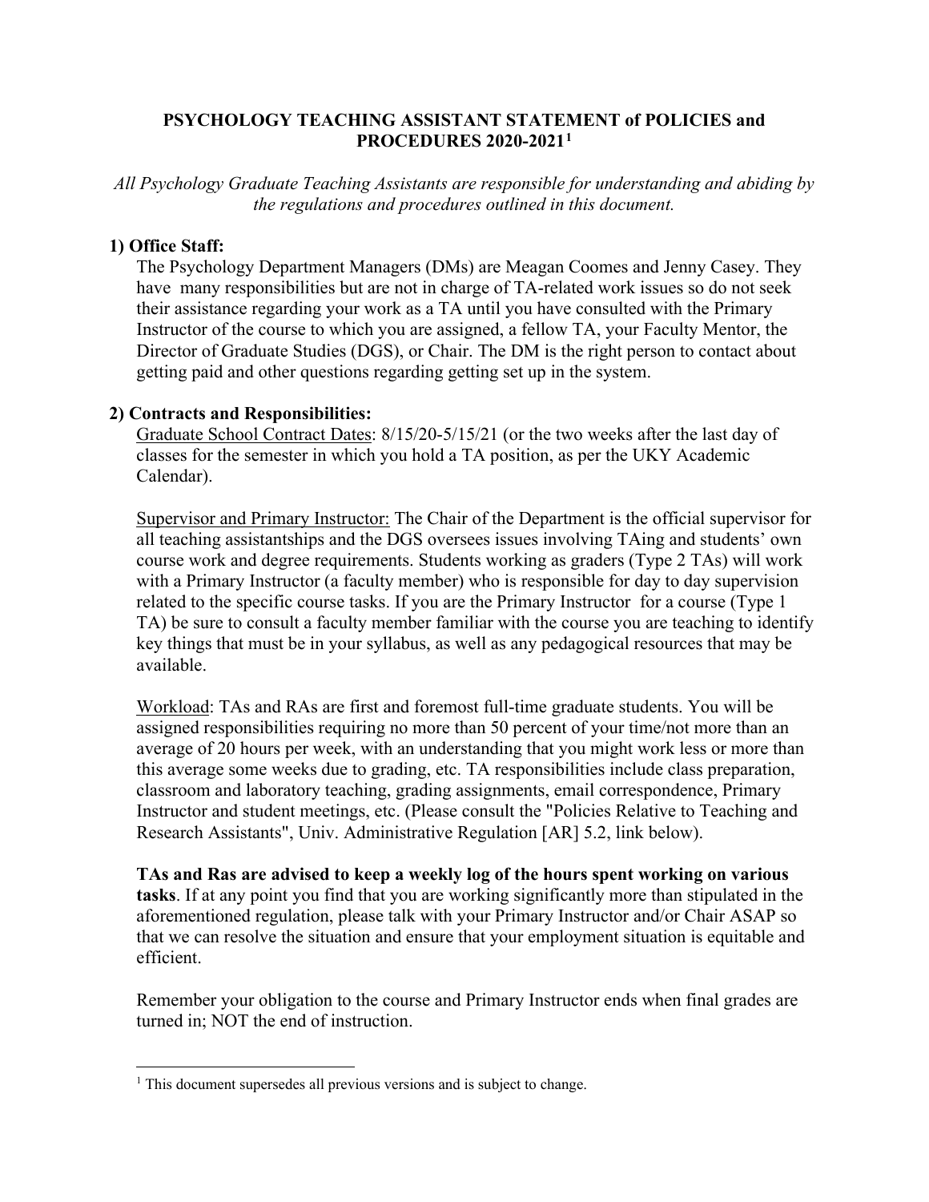# PSYCHOLOGY TEACHING ASSISTANT STATEMENT of POLICIES and PROCEDURES 2020-2021[1]

*All Psychology Graduate Teaching Assistants are responsible for understanding and abiding by the regulations and procedures outlined in this document.*

## 1) Office Staff:

The Psychology Department Managers (DMs) are Meagan Coomes and Jenny Casey. They have many responsibilities but are not in charge of TA-related work issues so do not seek their assistance regarding your work as a TA until you have consulted with the Primary Instructor of the course to which you are assigned, a fellow TA, your Faculty Mentor, the Director of Graduate Studies (DGS), or Chair. The DM is the right person to contact about getting paid and other questions regarding getting set up in the system.

## 2) Contracts and Responsibilities:

Graduate School Contract Dates: 8/15/20-5/15/21 (or the two weeks after the last day of classes for the semester in which you hold a TA position, as per the UKY Academic Calendar).

Supervisor and Primary Instructor: The Chair of the Department is the official supervisor for all teaching assistantships and the DGS oversees issues involving TAing and students' own course work and degree requirements. Students working as graders (Type 2 TAs) will work with a Primary Instructor (a faculty member) who is responsible for day to day supervision related to the specific course tasks. If you are the Primary Instructor for a course (Type 1 TA) be sure to consult a faculty member familiar with the course you are teaching to identify key things that must be in your syllabus, as well as any pedagogical resources that may be available.

Workload: TAs and RAs are first and foremost full-time graduate students. You will be assigned responsibilities requiring no more than 50 percent of your time/not more than an average of 20 hours per week, with an understanding that you might work less or more than this average some weeks due to grading, etc. TA responsibilities include class preparation, classroom and laboratory teaching, grading assignments, email correspondence, Primary Instructor and student meetings, etc. (Please consult the "Policies Relative to Teaching and Research Assistants", Univ. Administrative Regulation [AR] 5.2, link below).

**TAs and Ras are advised to keep a weekly log of the hours spent working on various tasks**. If at any point you find that you are working significantly more than stipulated in the aforementioned regulation, please talk with your Primary Instructor and/or Chair ASAP so that we can resolve the situation and ensure that your employment situation is equitable and efficient.

Remember your obligation to the course and Primary Instructor ends when final grades are turned in; NOT the end of instruction.

[1] This document supersedes all previous versions and is subject to change.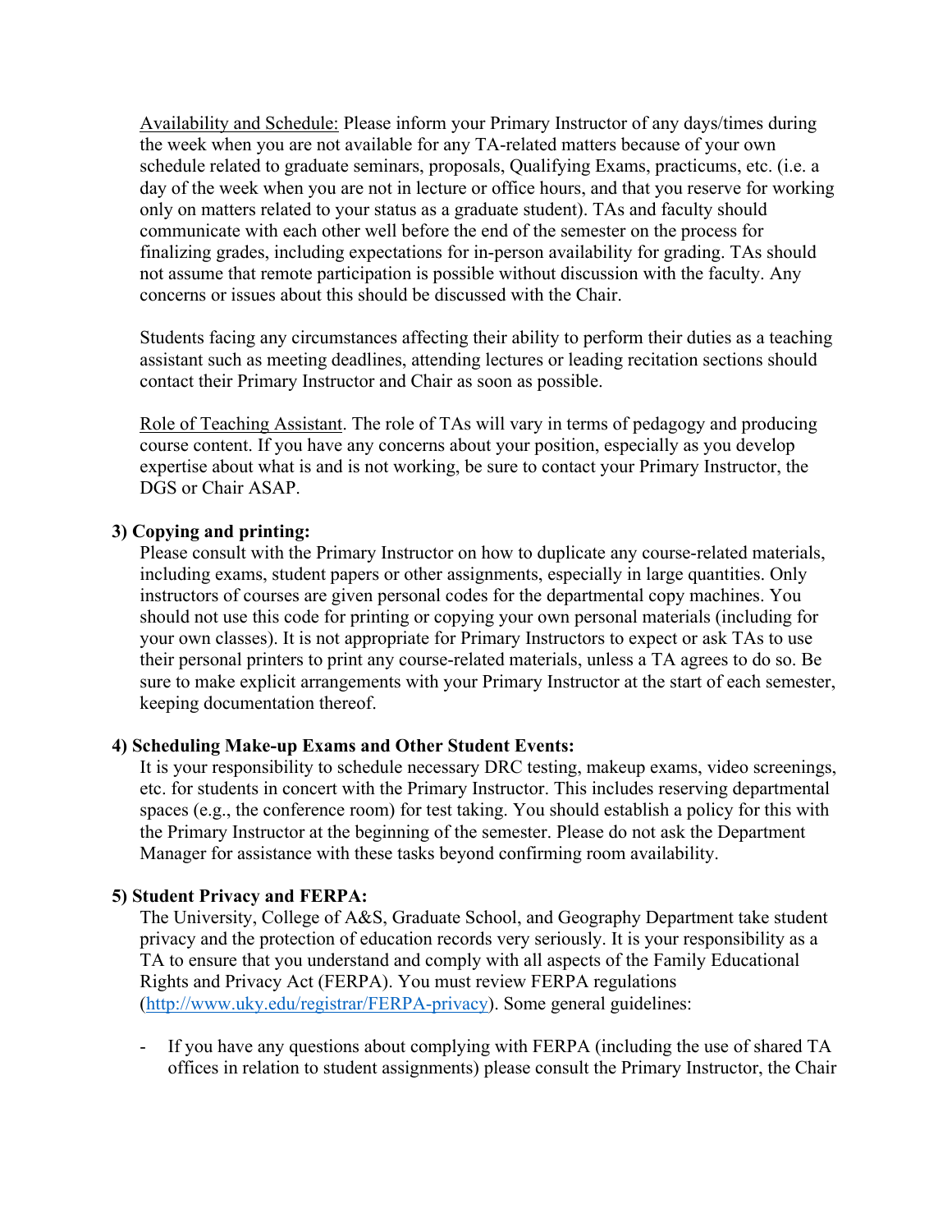Availability and Schedule: Please inform your Primary Instructor of any days/times during the week when you are not available for any TA-related matters because of your own schedule related to graduate seminars, proposals, Qualifying Exams, practicums, etc. (i.e. a day of the week when you are not in lecture or office hours, and that you reserve for working only on matters related to your status as a graduate student). TAs and faculty should communicate with each other well before the end of the semester on the process for finalizing grades, including expectations for in-person availability for grading. TAs should not assume that remote participation is possible without discussion with the faculty. Any concerns or issues about this should be discussed with the Chair.

Students facing any circumstances affecting their ability to perform their duties as a teaching assistant such as meeting deadlines, attending lectures or leading recitation sections should contact their Primary Instructor and Chair as soon as possible.

Role of Teaching Assistant. The role of TAs will vary in terms of pedagogy and producing course content. If you have any concerns about your position, especially as you develop expertise about what is and is not working, be sure to contact your Primary Instructor, the DGS or Chair ASAP.

**3) Copying and printing:**

Please consult with the Primary Instructor on how to duplicate any course-related materials, including exams, student papers or other assignments, especially in large quantities. Only instructors of courses are given personal codes for the departmental copy machines. You should not use this code for printing or copying your own personal materials (including for your own classes). It is not appropriate for Primary Instructors to expect or ask TAs to use their personal printers to print any course-related materials, unless a TA agrees to do so. Be sure to make explicit arrangements with your Primary Instructor at the start of each semester, keeping documentation thereof.

**4) Scheduling Make-up Exams and Other Student Events:**

It is your responsibility to schedule necessary DRC testing, makeup exams, video screenings, etc. for students in concert with the Primary Instructor. This includes reserving departmental spaces (e.g., the conference room) for test taking. You should establish a policy for this with the Primary Instructor at the beginning of the semester. Please do not ask the Department Manager for assistance with these tasks beyond confirming room availability.

**5) Student Privacy and FERPA:**

The University, College of A&S, Graduate School, and Geography Department take student privacy and the protection of education records very seriously. It is your responsibility as a TA to ensure that you understand and comply with all aspects of the Family Educational Rights and Privacy Act (FERPA). You must review FERPA regulations (http://www.uky.edu/registrar/FERPA-privacy). Some general guidelines:

- If you have any questions about complying with FERPA (including the use of shared TA offices in relation to student assignments) please consult the Primary Instructor, the Chair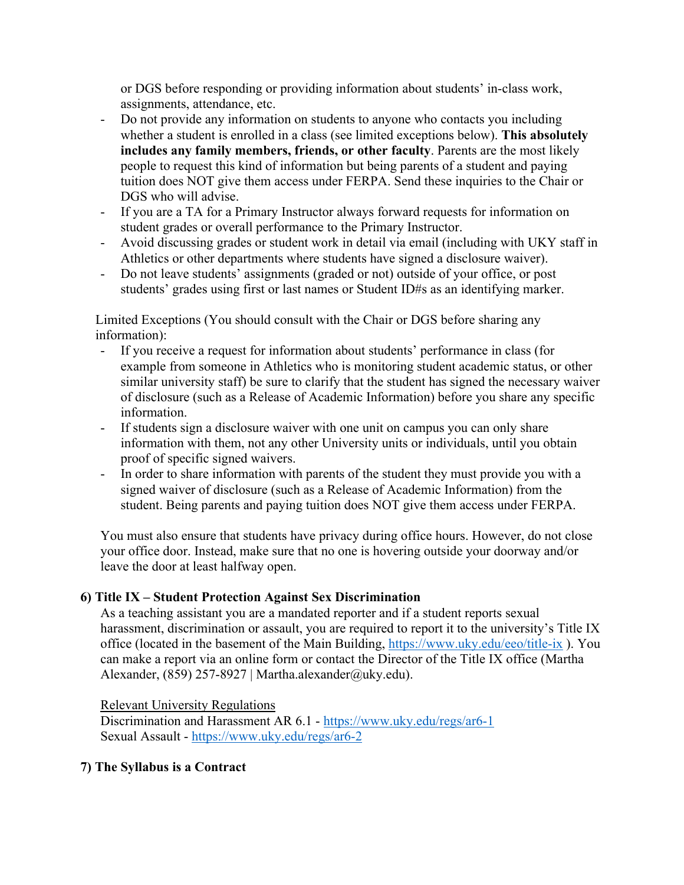or DGS before responding or providing information about students' in-class work, assignments, attendance, etc.

- Do not provide any information on students to anyone who contacts you including whether a student is enrolled in a class (see limited exceptions below). **This absolutely includes any family members, friends, or other faculty**. Parents are the most likely people to request this kind of information but being parents of a student and paying tuition does NOT give them access under FERPA. Send these inquiries to the Chair or DGS who will advise.
- If you are a TA for a Primary Instructor always forward requests for information on student grades or overall performance to the Primary Instructor.
- Avoid discussing grades or student work in detail via email (including with UKY staff in Athletics or other departments where students have signed a disclosure waiver).
- Do not leave students' assignments (graded or not) outside of your office, or post students' grades using first or last names or Student ID#s as an identifying marker.

Limited Exceptions (You should consult with the Chair or DGS before sharing any information):

- If you receive a request for information about students' performance in class (for example from someone in Athletics who is monitoring student academic status, or other similar university staff) be sure to clarify that the student has signed the necessary waiver of disclosure (such as a Release of Academic Information) before you share any specific information.
- If students sign a disclosure waiver with one unit on campus you can only share information with them, not any other University units or individuals, until you obtain proof of specific signed waivers.
- In order to share information with parents of the student they must provide you with a signed waiver of disclosure (such as a Release of Academic Information) from the student. Being parents and paying tuition does NOT give them access under FERPA.

You must also ensure that students have privacy during office hours. However, do not close your office door. Instead, make sure that no one is hovering outside your doorway and/or leave the door at least halfway open.

## 6) Title IX – Student Protection Against Sex Discrimination

As a teaching assistant you are a mandated reporter and if a student reports sexual harassment, discrimination or assault, you are required to report it to the university's Title IX office (located in the basement of the Main Building, https://www.uky.edu/eeo/title-ix ). You can make a report via an online form or contact the Director of the Title IX office (Martha Alexander, (859) 257-8927 | Martha.alexander@uky.edu).

Relevant University Regulations
Discrimination and Harassment AR 6.1 - https://www.uky.edu/regs/ar6-1
Sexual Assault - https://www.uky.edu/regs/ar6-2

## 7) The Syllabus is a Contract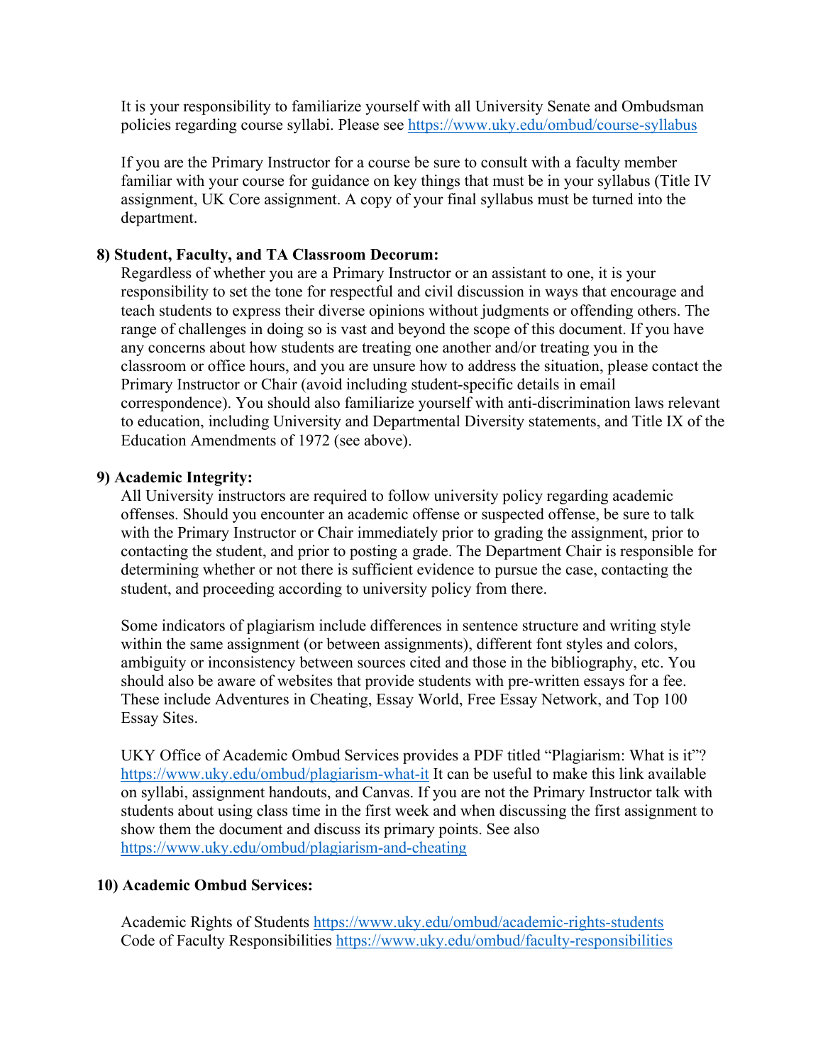It is your responsibility to familiarize yourself with all University Senate and Ombudsman policies regarding course syllabi. Please see https://www.uky.edu/ombud/course-syllabus

If you are the Primary Instructor for a course be sure to consult with a faculty member familiar with your course for guidance on key things that must be in your syllabus (Title IV assignment, UK Core assignment. A copy of your final syllabus must be turned into the department.

**8) Student, Faculty, and TA Classroom Decorum:**

Regardless of whether you are a Primary Instructor or an assistant to one, it is your responsibility to set the tone for respectful and civil discussion in ways that encourage and teach students to express their diverse opinions without judgments or offending others. The range of challenges in doing so is vast and beyond the scope of this document. If you have any concerns about how students are treating one another and/or treating you in the classroom or office hours, and you are unsure how to address the situation, please contact the Primary Instructor or Chair (avoid including student-specific details in email correspondence). You should also familiarize yourself with anti-discrimination laws relevant to education, including University and Departmental Diversity statements, and Title IX of the Education Amendments of 1972 (see above).

**9) Academic Integrity:**

All University instructors are required to follow university policy regarding academic offenses. Should you encounter an academic offense or suspected offense, be sure to talk with the Primary Instructor or Chair immediately prior to grading the assignment, prior to contacting the student, and prior to posting a grade. The Department Chair is responsible for determining whether or not there is sufficient evidence to pursue the case, contacting the student, and proceeding according to university policy from there.

Some indicators of plagiarism include differences in sentence structure and writing style within the same assignment (or between assignments), different font styles and colors, ambiguity or inconsistency between sources cited and those in the bibliography, etc. You should also be aware of websites that provide students with pre-written essays for a fee. These include Adventures in Cheating, Essay World, Free Essay Network, and Top 100 Essay Sites.

UKY Office of Academic Ombud Services provides a PDF titled "Plagiarism: What is it"? https://www.uky.edu/ombud/plagiarism-what-it It can be useful to make this link available on syllabi, assignment handouts, and Canvas. If you are not the Primary Instructor talk with students about using class time in the first week and when discussing the first assignment to show them the document and discuss its primary points. See also https://www.uky.edu/ombud/plagiarism-and-cheating

**10) Academic Ombud Services:**

Academic Rights of Students https://www.uky.edu/ombud/academic-rights-students
Code of Faculty Responsibilities https://www.uky.edu/ombud/faculty-responsibilities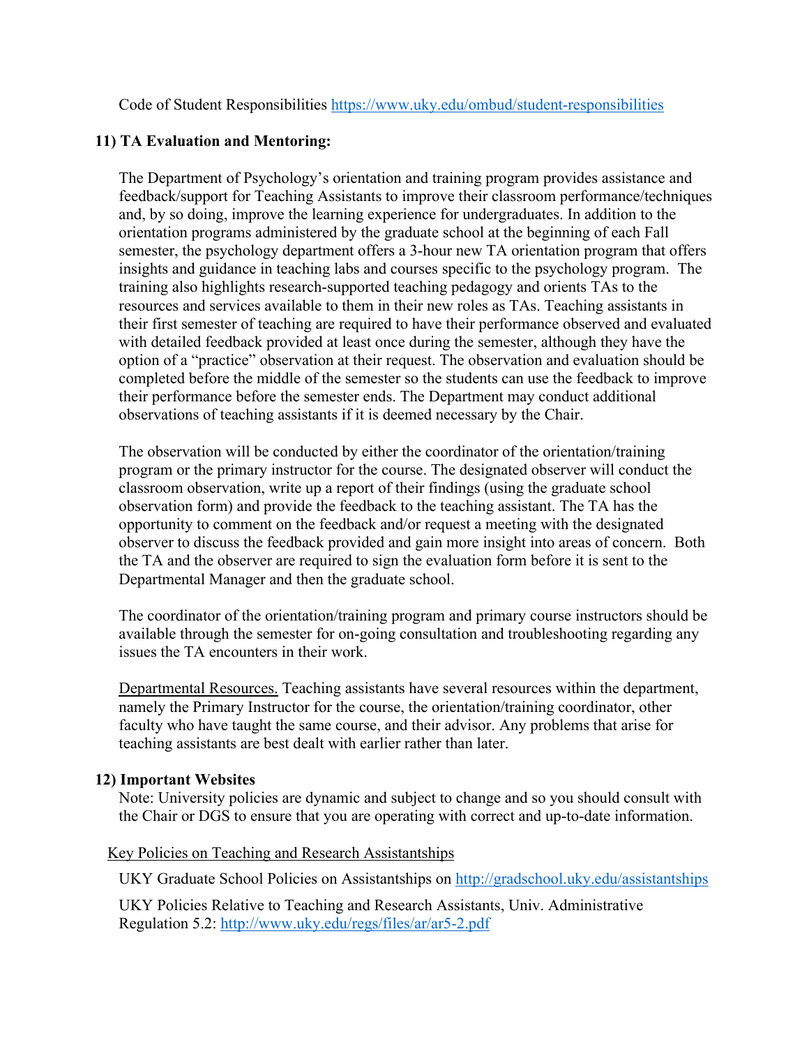Code of Student Responsibilities https://www.uky.edu/ombud/student-responsibilities

**11) TA Evaluation and Mentoring:**

The Department of Psychology's orientation and training program provides assistance and feedback/support for Teaching Assistants to improve their classroom performance/techniques and, by so doing, improve the learning experience for undergraduates. In addition to the orientation programs administered by the graduate school at the beginning of each Fall semester, the psychology department offers a 3-hour new TA orientation program that offers insights and guidance in teaching labs and courses specific to the psychology program. The training also highlights research-supported teaching pedagogy and orients TAs to the resources and services available to them in their new roles as TAs. Teaching assistants in their first semester of teaching are required to have their performance observed and evaluated with detailed feedback provided at least once during the semester, although they have the option of a "practice" observation at their request. The observation and evaluation should be completed before the middle of the semester so the students can use the feedback to improve their performance before the semester ends. The Department may conduct additional observations of teaching assistants if it is deemed necessary by the Chair.

The observation will be conducted by either the coordinator of the orientation/training program or the primary instructor for the course. The designated observer will conduct the classroom observation, write up a report of their findings (using the graduate school observation form) and provide the feedback to the teaching assistant. The TA has the opportunity to comment on the feedback and/or request a meeting with the designated observer to discuss the feedback provided and gain more insight into areas of concern. Both the TA and the observer are required to sign the evaluation form before it is sent to the Departmental Manager and then the graduate school.

The coordinator of the orientation/training program and primary course instructors should be available through the semester for on-going consultation and troubleshooting regarding any issues the TA encounters in their work.

Departmental Resources. Teaching assistants have several resources within the department, namely the Primary Instructor for the course, the orientation/training coordinator, other faculty who have taught the same course, and their advisor. Any problems that arise for teaching assistants are best dealt with earlier rather than later.

**12) Important Websites**

Note: University policies are dynamic and subject to change and so you should consult with the Chair or DGS to ensure that you are operating with correct and up-to-date information.

Key Policies on Teaching and Research Assistantships

UKY Graduate School Policies on Assistantships on http://gradschool.uky.edu/assistantships

UKY Policies Relative to Teaching and Research Assistants, Univ. Administrative Regulation 5.2: http://www.uky.edu/regs/files/ar/ar5-2.pdf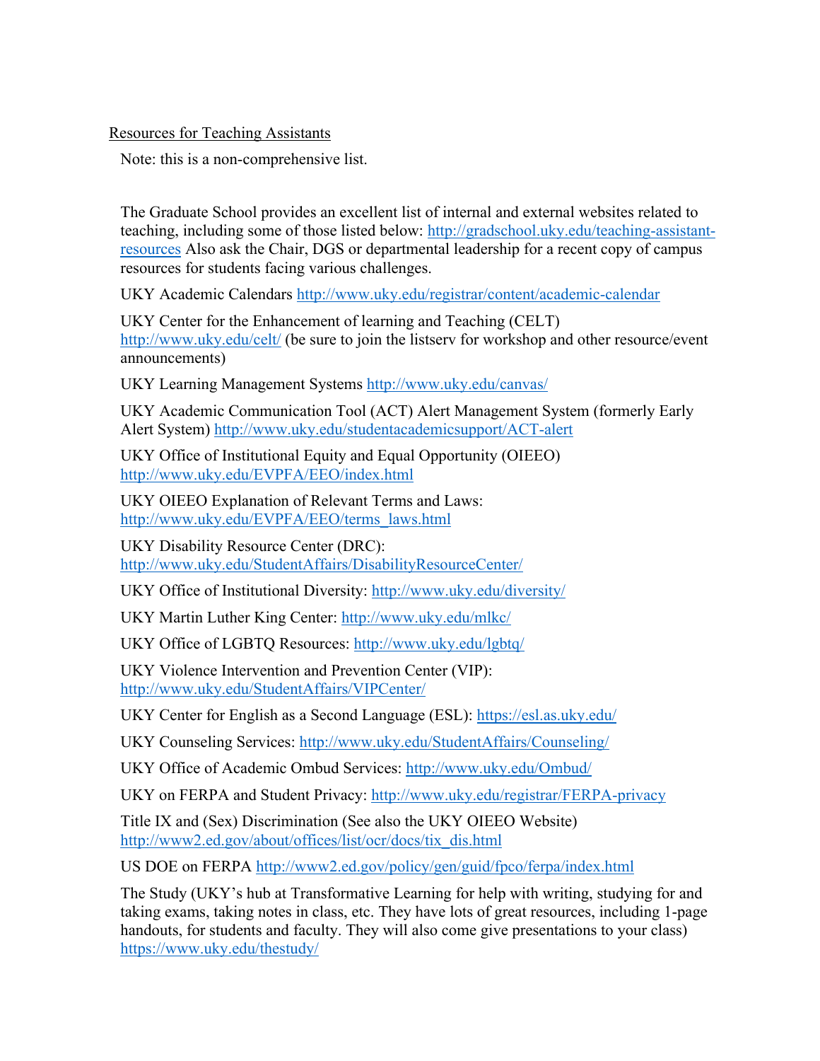Resources for Teaching Assistants

Note: this is a non-comprehensive list.

The Graduate School provides an excellent list of internal and external websites related to teaching, including some of those listed below: http://gradschool.uky.edu/teaching-assistant-resources Also ask the Chair, DGS or departmental leadership for a recent copy of campus resources for students facing various challenges.

UKY Academic Calendars http://www.uky.edu/registrar/content/academic-calendar

UKY Center for the Enhancement of learning and Teaching (CELT) http://www.uky.edu/celt/ (be sure to join the listserv for workshop and other resource/event announcements)

UKY Learning Management Systems http://www.uky.edu/canvas/

UKY Academic Communication Tool (ACT) Alert Management System (formerly Early Alert System) http://www.uky.edu/studentacademicsupport/ACT-alert

UKY Office of Institutional Equity and Equal Opportunity (OIEEO) http://www.uky.edu/EVPFA/EEO/index.html

UKY OIEEO Explanation of Relevant Terms and Laws: http://www.uky.edu/EVPFA/EEO/terms_laws.html

UKY Disability Resource Center (DRC): http://www.uky.edu/StudentAffairs/DisabilityResourceCenter/

UKY Office of Institutional Diversity: http://www.uky.edu/diversity/

UKY Martin Luther King Center: http://www.uky.edu/mlkc/

UKY Office of LGBTQ Resources: http://www.uky.edu/lgbtq/

UKY Violence Intervention and Prevention Center (VIP): http://www.uky.edu/StudentAffairs/VIPCenter/

UKY Center for English as a Second Language (ESL): https://esl.as.uky.edu/

UKY Counseling Services: http://www.uky.edu/StudentAffairs/Counseling/

UKY Office of Academic Ombud Services: http://www.uky.edu/Ombud/

UKY on FERPA and Student Privacy: http://www.uky.edu/registrar/FERPA-privacy

Title IX and (Sex) Discrimination (See also the UKY OIEEO Website) http://www2.ed.gov/about/offices/list/ocr/docs/tix_dis.html

US DOE on FERPA http://www2.ed.gov/policy/gen/guid/fpco/ferpa/index.html

The Study (UKY's hub at Transformative Learning for help with writing, studying for and taking exams, taking notes in class, etc. They have lots of great resources, including 1-page handouts, for students and faculty. They will also come give presentations to your class) https://www.uky.edu/thestudy/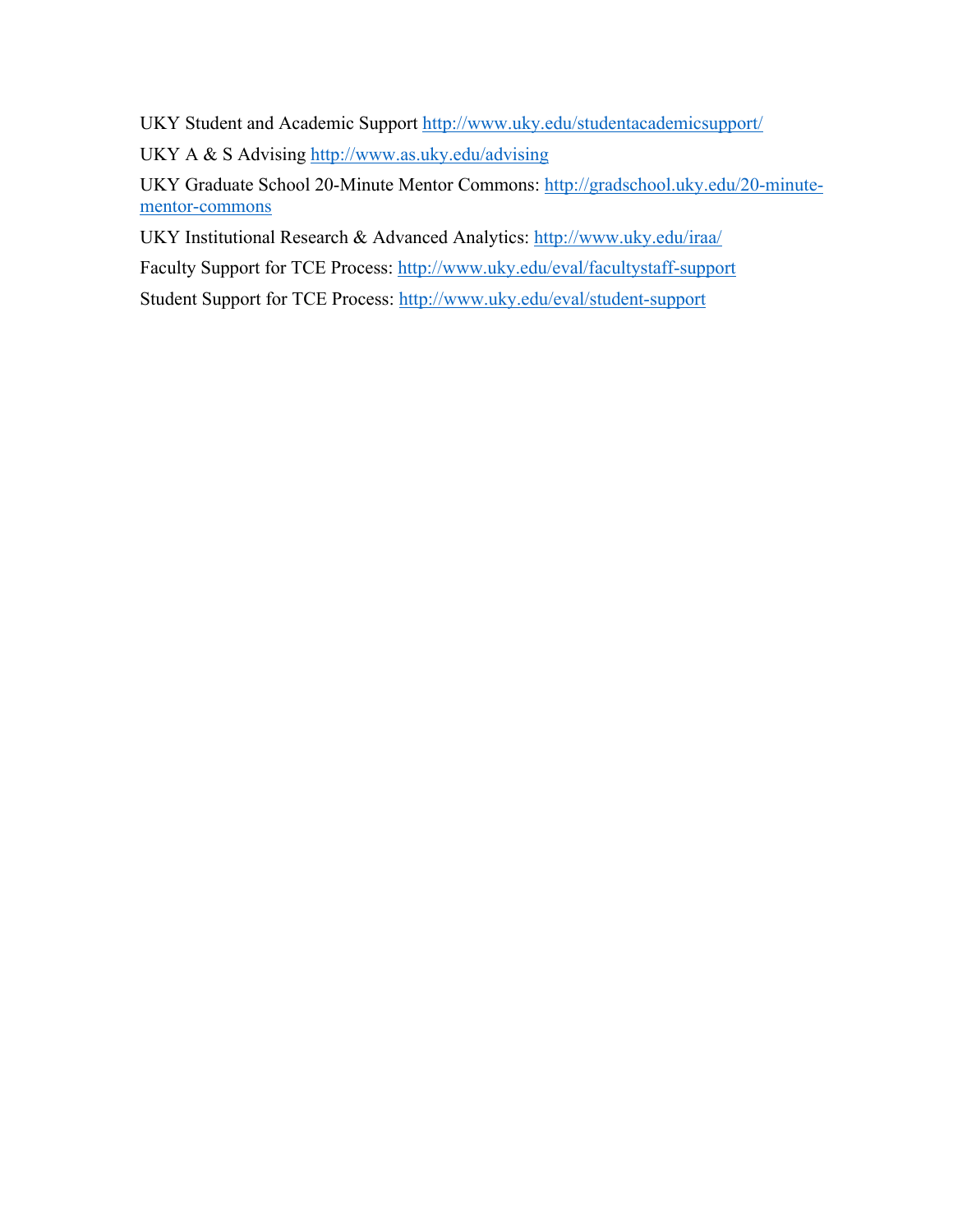UKY Student and Academic Support http://www.uky.edu/studentacademicsupport/

UKY A & S Advising http://www.as.uky.edu/advising

UKY Graduate School 20-Minute Mentor Commons: http://gradschool.uky.edu/20-minute-mentor-commons

UKY Institutional Research & Advanced Analytics: http://www.uky.edu/iraa/

Faculty Support for TCE Process: http://www.uky.edu/eval/facultystaff-support

Student Support for TCE Process: http://www.uky.edu/eval/student-support